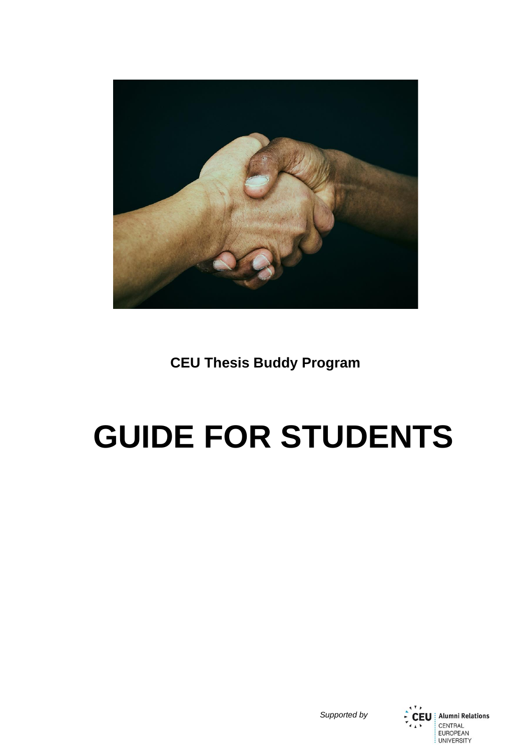**CEU Thesis Buddy Program**

# GUIDE FOR STUDENTS

*Supported by*

CEU Alumni Relations
CENTRAL EUROPEAN UNIVERSITY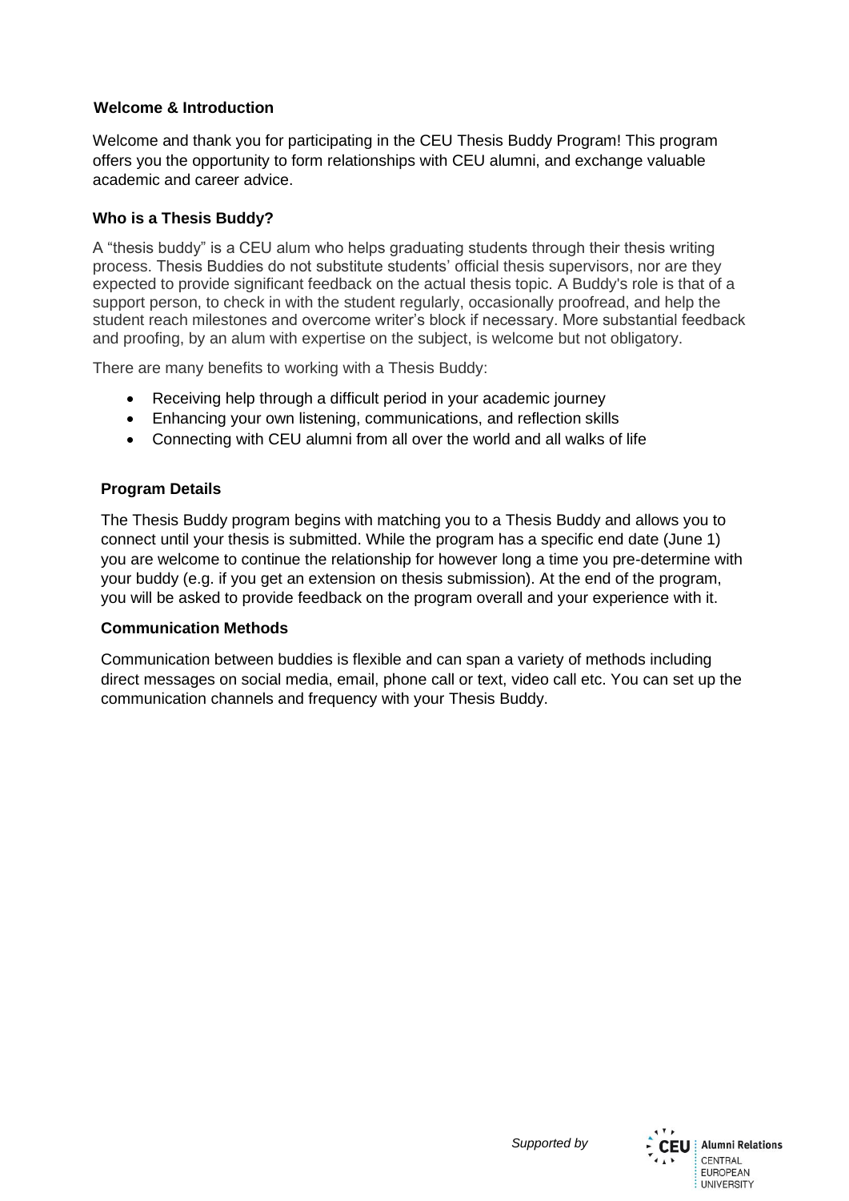## Welcome & Introduction

Welcome and thank you for participating in the CEU Thesis Buddy Program! This program offers you the opportunity to form relationships with CEU alumni, and exchange valuable academic and career advice.

### Who is a Thesis Buddy?

A "thesis buddy" is a CEU alum who helps graduating students through their thesis writing process. Thesis Buddies do not substitute students' official thesis supervisors, nor are they expected to provide significant feedback on the actual thesis topic. A Buddy's role is that of a support person, to check in with the student regularly, occasionally proofread, and help the student reach milestones and overcome writer's block if necessary. More substantial feedback and proofing, by an alum with expertise on the subject, is welcome but not obligatory.

There are many benefits to working with a Thesis Buddy:

- Receiving help through a difficult period in your academic journey
- Enhancing your own listening, communications, and reflection skills
- Connecting with CEU alumni from all over the world and all walks of life

### Program Details

The Thesis Buddy program begins with matching you to a Thesis Buddy and allows you to connect until your thesis is submitted. While the program has a specific end date (June 1) you are welcome to continue the relationship for however long a time you pre-determine with your buddy (e.g. if you get an extension on thesis submission). At the end of the program, you will be asked to provide feedback on the program overall and your experience with it.

### Communication Methods

Communication between buddies is flexible and can span a variety of methods including direct messages on social media, email, phone call or text, video call etc. You can set up the communication channels and frequency with your Thesis Buddy.

*Supported by*

CEU Alumni Relations
CENTRAL EUROPEAN UNIVERSITY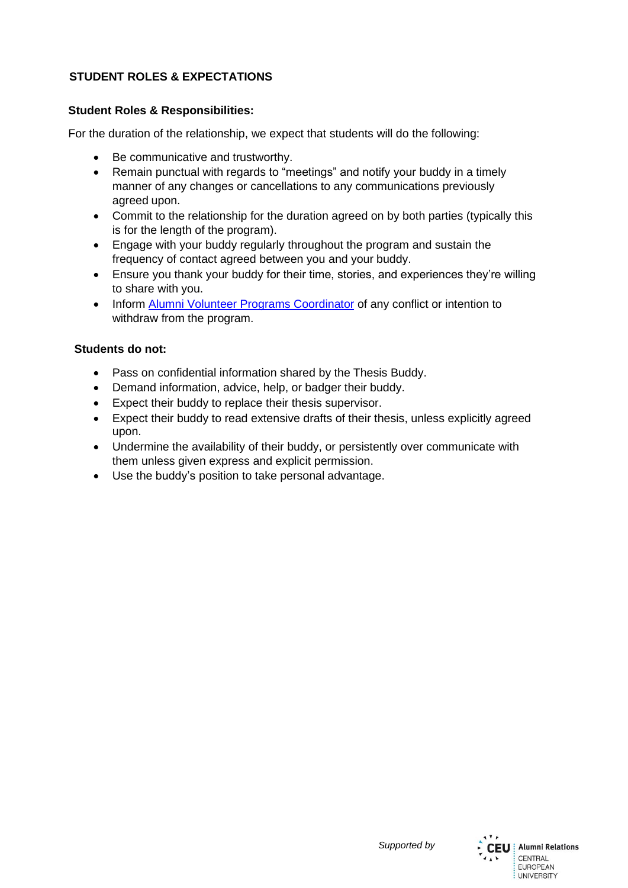## STUDENT ROLES & EXPECTATIONS

### Student Roles & Responsibilities:

For the duration of the relationship, we expect that students will do the following:

- Be communicative and trustworthy.
- Remain punctual with regards to "meetings" and notify your buddy in a timely manner of any changes or cancellations to any communications previously agreed upon.
- Commit to the relationship for the duration agreed on by both parties (typically this is for the length of the program).
- Engage with your buddy regularly throughout the program and sustain the frequency of contact agreed between you and your buddy.
- Ensure you thank your buddy for their time, stories, and experiences they're willing to share with you.
- Inform Alumni Volunteer Programs Coordinator of any conflict or intention to withdraw from the program.

### Students do not:

- Pass on confidential information shared by the Thesis Buddy.
- Demand information, advice, help, or badger their buddy.
- Expect their buddy to replace their thesis supervisor.
- Expect their buddy to read extensive drafts of their thesis, unless explicitly agreed upon.
- Undermine the availability of their buddy, or persistently over communicate with them unless given express and explicit permission.
- Use the buddy's position to take personal advantage.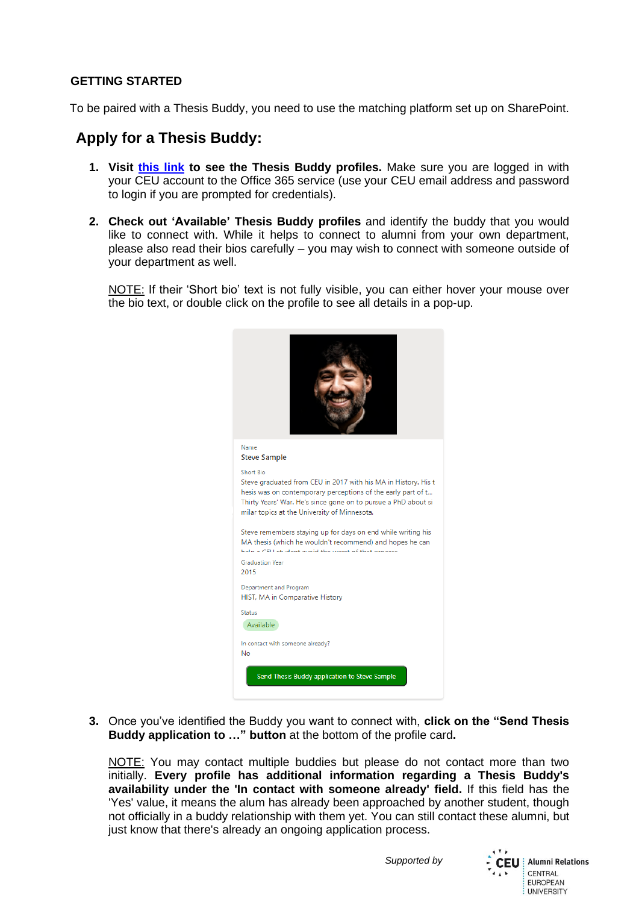**GETTING STARTED**

To be paired with a Thesis Buddy, you need to use the matching platform set up on SharePoint.

## Apply for a Thesis Buddy:

1. **Visit this link to see the Thesis Buddy profiles.** Make sure you are logged in with your CEU account to the Office 365 service (use your CEU email address and password to login if you are prompted for credentials).

2. **Check out 'Available' Thesis Buddy profiles** and identify the buddy that you would like to connect with. While it helps to connect to alumni from your own department, please also read their bios carefully – you may wish to connect with someone outside of your department as well.

   NOTE: If their 'Short bio' text is not fully visible, you can either hover your mouse over the bio text, or double click on the profile to see all details in a pop-up.

   Name
   Steve Sample

   Short Bio
   Steve graduated from CEU in 2017 with his MA in History. His thesis was on contemporary perceptions of the early part of t... Thirty Years' War. He's since gone on to pursue a PhD about similar topics at the University of Minnesota.

   Steve remembers staying up for days on end while writing his MA thesis (which he wouldn't recommend) and hopes he can help a CEU student avoid the worst of that process.

   Graduation Year
   2015

   Department and Program
   HIST, MA in Comparative History

   Status
   Available

   In contact with someone already?
   No

   Send Thesis Buddy application to Steve Sample

3. Once you've identified the Buddy you want to connect with, **click on the "Send Thesis Buddy application to …" button** at the bottom of the profile card**.**

   NOTE: You may contact multiple buddies but please do not contact more than two initially. **Every profile has additional information regarding a Thesis Buddy's availability under the 'In contact with someone already' field.** If this field has the 'Yes' value, it means the alum has already been approached by another student, though not officially in a buddy relationship with them yet. You can still contact these alumni, but just know that there's already an ongoing application process.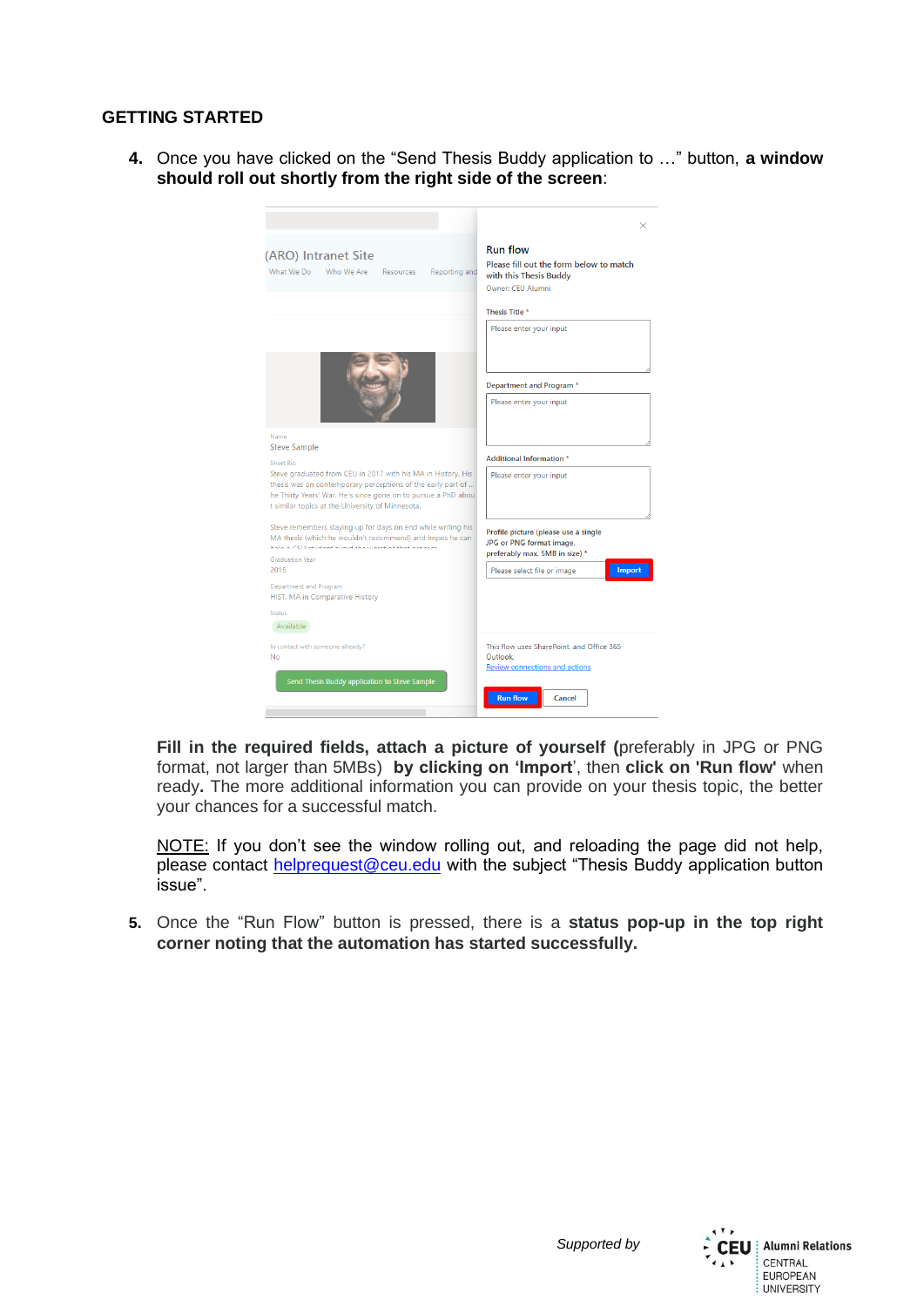## GETTING STARTED

4. Once you have clicked on the "Send Thesis Buddy application to …" button, **a window should roll out shortly from the right side of the screen**:

   **Fill in the required fields, attach a picture of yourself (**preferably in JPG or PNG format, not larger than 5MBs) **by clicking on 'Import**', then **click on 'Run flow'** when ready**.** The more additional information you can provide on your thesis topic, the better your chances for a successful match.

   NOTE: If you don't see the window rolling out, and reloading the page did not help, please contact [helprequest@ceu.edu](mailto:helprequest@ceu.edu) with the subject "Thesis Buddy application button issue".

5. Once the "Run Flow" button is pressed, there is a **status pop-up in the top right corner noting that the automation has started successfully.**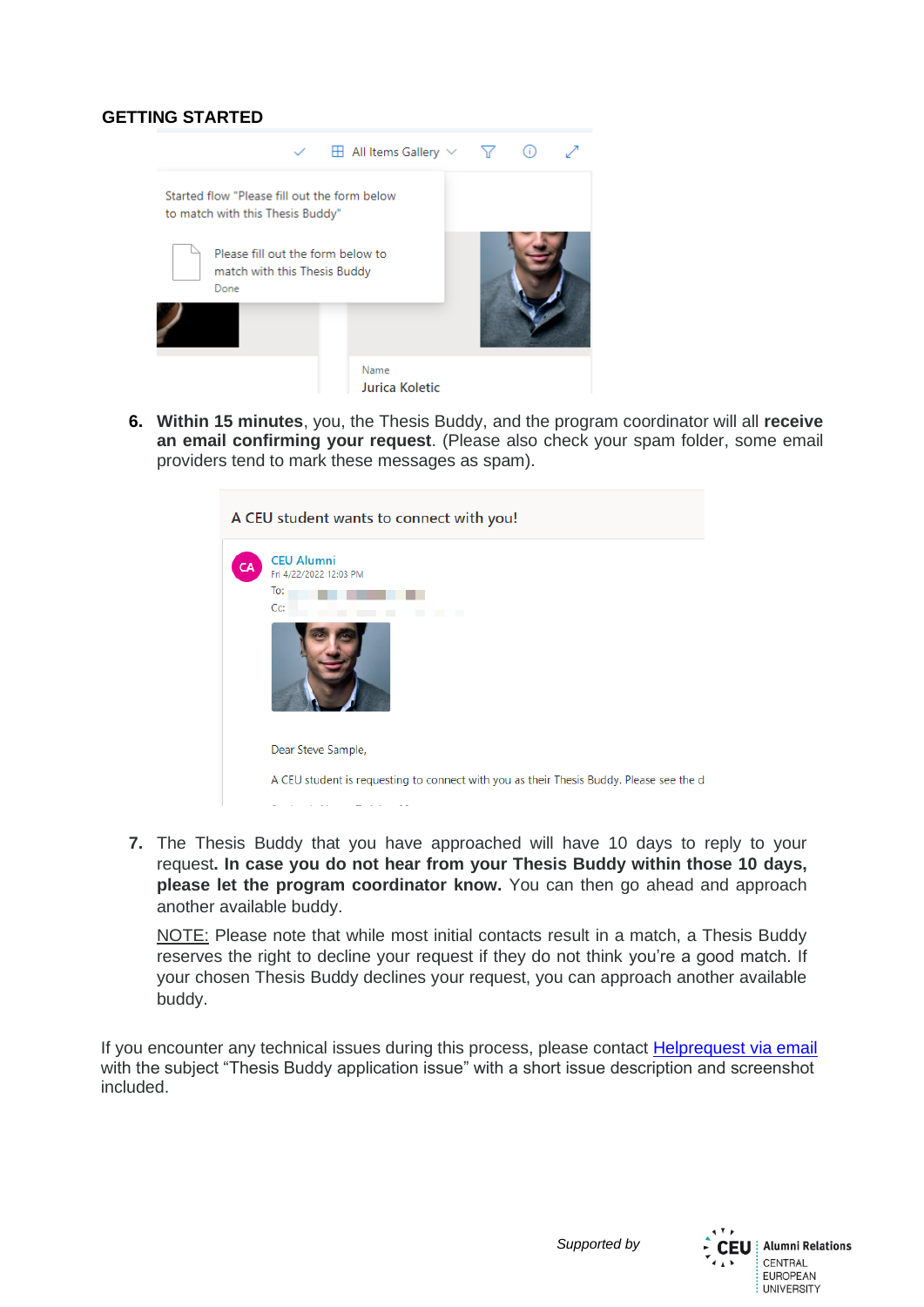## GETTING STARTED

6. **Within 15 minutes**, you, the Thesis Buddy, and the program coordinator will all **receive an email confirming your request**. (Please also check your spam folder, some email providers tend to mark these messages as spam).

7. The Thesis Buddy that you have approached will have 10 days to reply to your request**. In case you do not hear from your Thesis Buddy within those 10 days, please let the program coordinator know.** You can then go ahead and approach another available buddy.

   NOTE: Please note that while most initial contacts result in a match, a Thesis Buddy reserves the right to decline your request if they do not think you're a good match. If your chosen Thesis Buddy declines your request, you can approach another available buddy.

If you encounter any technical issues during this process, please contact Helprequest via email with the subject "Thesis Buddy application issue" with a short issue description and screenshot included.

*Supported by*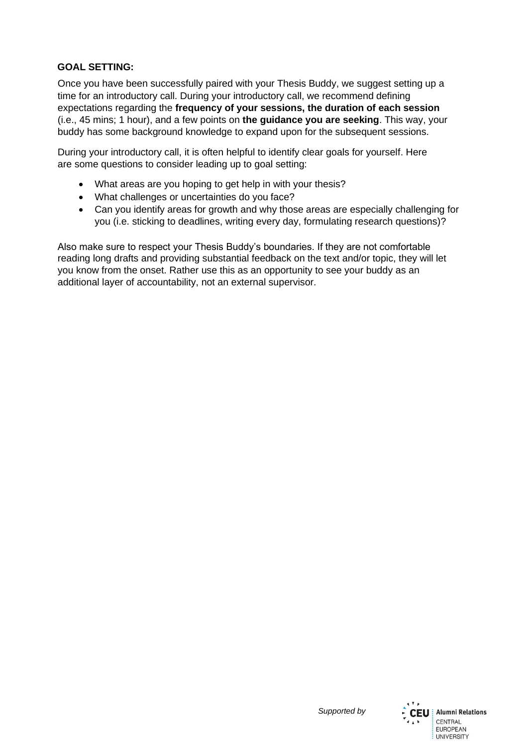**GOAL SETTING:**

Once you have been successfully paired with your Thesis Buddy, we suggest setting up a time for an introductory call. During your introductory call, we recommend defining expectations regarding the **frequency of your sessions, the duration of each session** (i.e., 45 mins; 1 hour), and a few points on **the guidance you are seeking**. This way, your buddy has some background knowledge to expand upon for the subsequent sessions.

During your introductory call, it is often helpful to identify clear goals for yourself. Here are some questions to consider leading up to goal setting:

- What areas are you hoping to get help in with your thesis?
- What challenges or uncertainties do you face?
- Can you identify areas for growth and why those areas are especially challenging for you (i.e. sticking to deadlines, writing every day, formulating research questions)?

Also make sure to respect your Thesis Buddy's boundaries. If they are not comfortable reading long drafts and providing substantial feedback on the text and/or topic, they will let you know from the onset. Rather use this as an opportunity to see your buddy as an additional layer of accountability, not an external supervisor.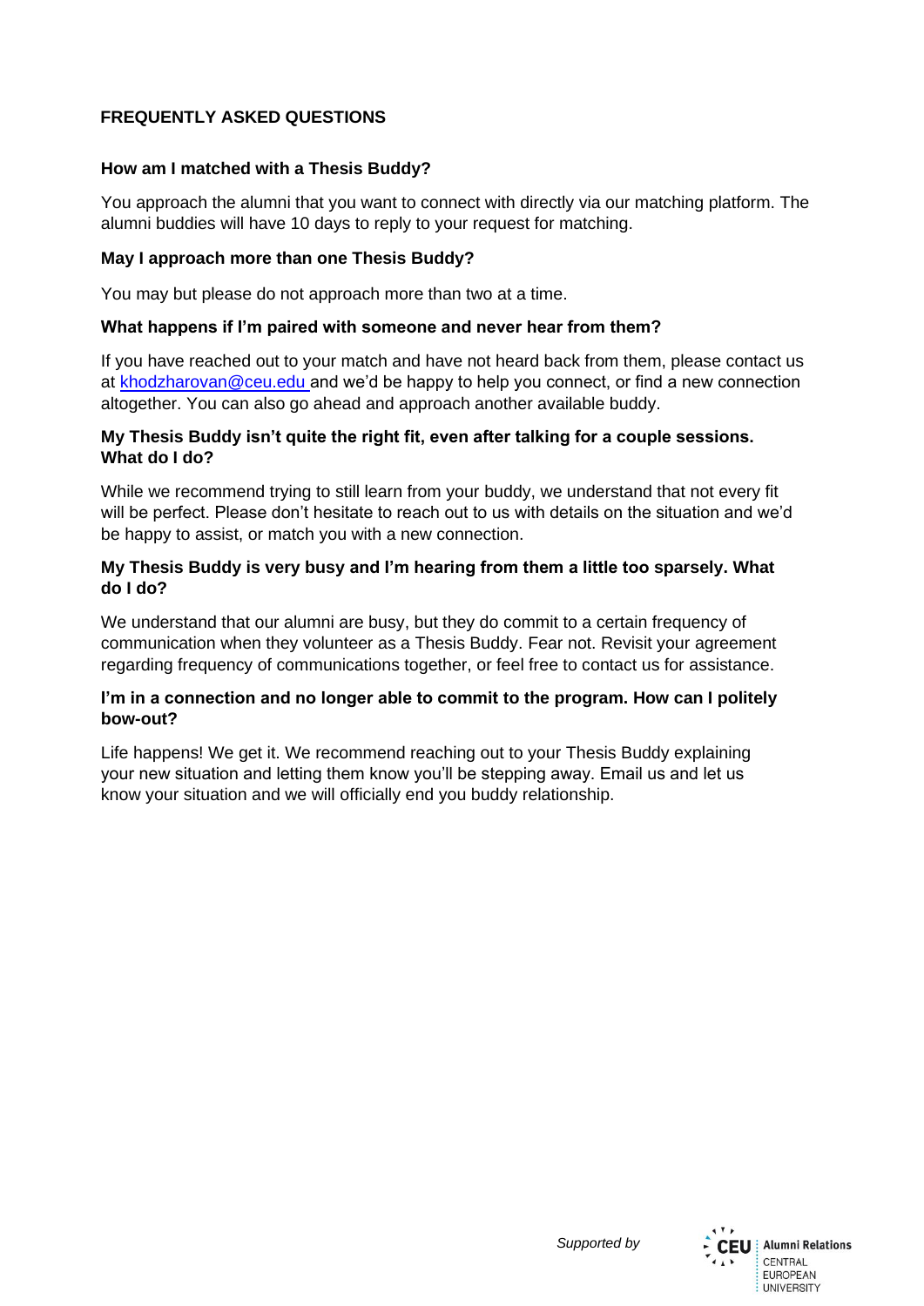## FREQUENTLY ASKED QUESTIONS

### How am I matched with a Thesis Buddy?

You approach the alumni that you want to connect with directly via our matching platform. The alumni buddies will have 10 days to reply to your request for matching.

### May I approach more than one Thesis Buddy?

You may but please do not approach more than two at a time.

### What happens if I'm paired with someone and never hear from them?

If you have reached out to your match and have not heard back from them, please contact us at khodzharovan@ceu.edu and we'd be happy to help you connect, or find a new connection altogether. You can also go ahead and approach another available buddy.

### My Thesis Buddy isn't quite the right fit, even after talking for a couple sessions. What do I do?

While we recommend trying to still learn from your buddy, we understand that not every fit will be perfect. Please don't hesitate to reach out to us with details on the situation and we'd be happy to assist, or match you with a new connection.

### My Thesis Buddy is very busy and I'm hearing from them a little too sparsely. What do I do?

We understand that our alumni are busy, but they do commit to a certain frequency of communication when they volunteer as a Thesis Buddy. Fear not. Revisit your agreement regarding frequency of communications together, or feel free to contact us for assistance.

### I'm in a connection and no longer able to commit to the program. How can I politely bow-out?

Life happens! We get it. We recommend reaching out to your Thesis Buddy explaining your new situation and letting them know you'll be stepping away. Email us and let us know your situation and we will officially end you buddy relationship.

*Supported by* CEU Alumni Relations CENTRAL EUROPEAN UNIVERSITY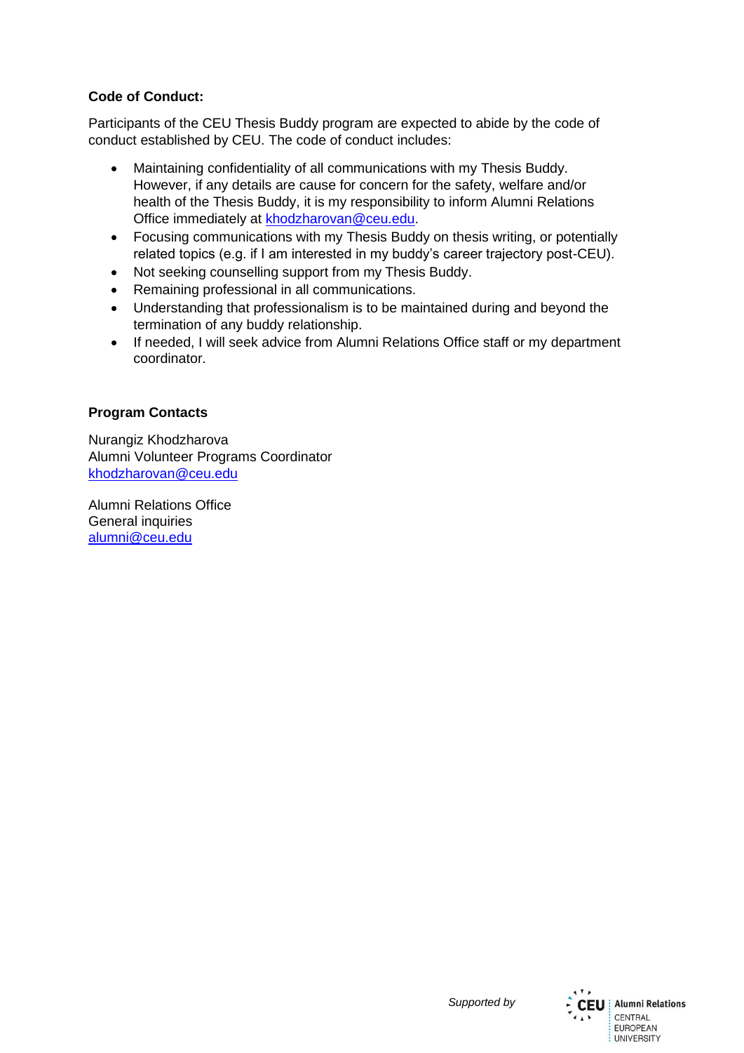**Code of Conduct:**

Participants of the CEU Thesis Buddy program are expected to abide by the code of conduct established by CEU. The code of conduct includes:

- Maintaining confidentiality of all communications with my Thesis Buddy. However, if any details are cause for concern for the safety, welfare and/or health of the Thesis Buddy, it is my responsibility to inform Alumni Relations Office immediately at khodzharovan@ceu.edu.
- Focusing communications with my Thesis Buddy on thesis writing, or potentially related topics (e.g. if I am interested in my buddy's career trajectory post-CEU).
- Not seeking counselling support from my Thesis Buddy.
- Remaining professional in all communications.
- Understanding that professionalism is to be maintained during and beyond the termination of any buddy relationship.
- If needed, I will seek advice from Alumni Relations Office staff or my department coordinator.

**Program Contacts**

Nurangiz Khodzharova
Alumni Volunteer Programs Coordinator
khodzharovan@ceu.edu

Alumni Relations Office
General inquiries
alumni@ceu.edu

*Supported by*

CEU Alumni Relations
CENTRAL EUROPEAN UNIVERSITY